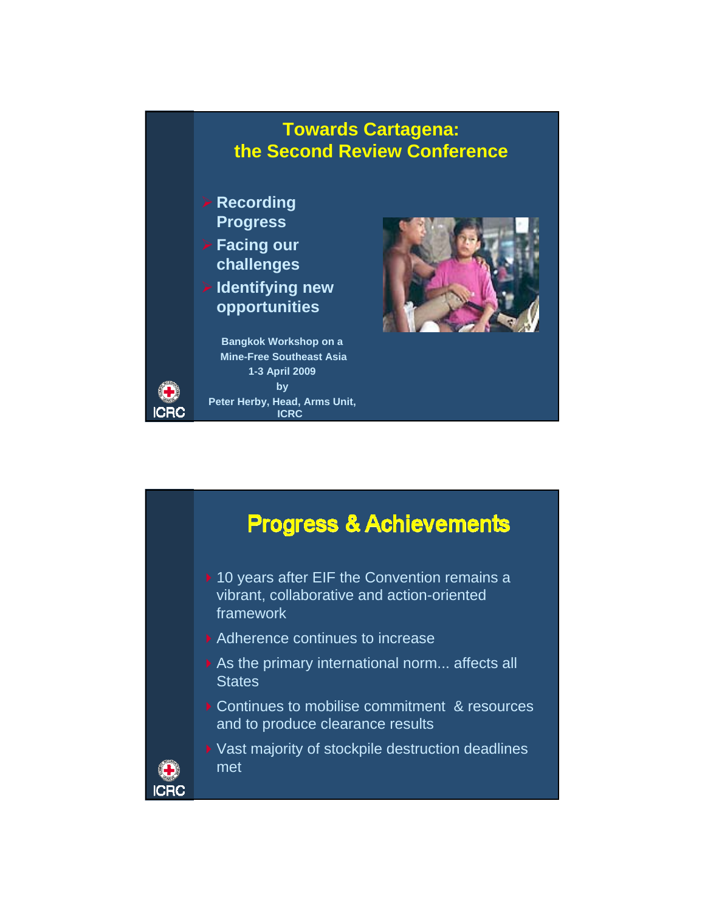# Towards Cartagena: the Second Review Conference

- Recording Progress
- Facing our challenges
- Identifying new opportunities

**Bangkok Workshop on a Mine-Free Southeast Asia**
**1-3 April 2009**
**by**
**Peter Herby, Head, Arms Unit, ICRC**

ICRC

## Progress & Achievements

- 10 years after EIF the Convention remains a vibrant, collaborative and action-oriented framework
- Adherence continues to increase
- As the primary international norm... affects all States
- Continues to mobilise commitment & resources and to produce clearance results
- Vast majority of stockpile destruction deadlines met

ICRC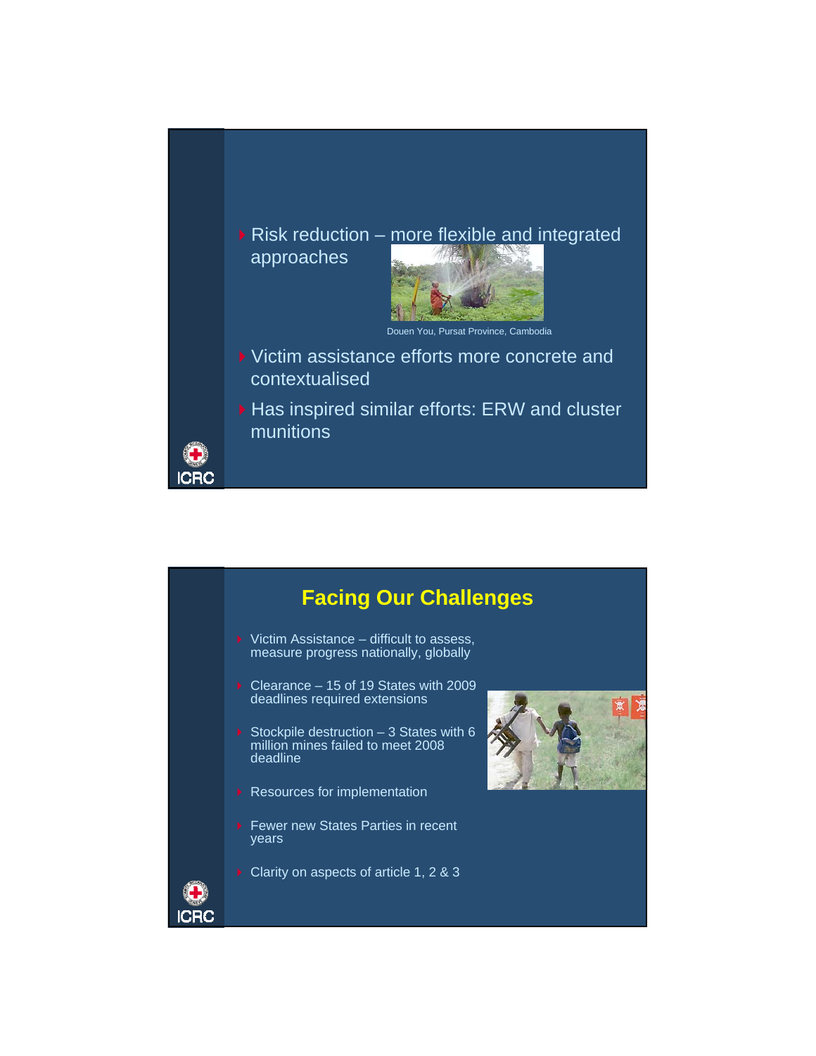- Risk reduction – more flexible and integrated approaches

Douen You, Pursat Province, Cambodia

- Victim assistance efforts more concrete and contextualised
- Has inspired similar efforts: ERW and cluster munitions

ICRC

## Facing Our Challenges

- Victim Assistance – difficult to assess, measure progress nationally, globally
- Clearance – 15 of 19 States with 2009 deadlines required extensions
- Stockpile destruction – 3 States with 6 million mines failed to meet 2008 deadline
- Resources for implementation
- Fewer new States Parties in recent years
- Clarity on aspects of article 1, 2 & 3

ICRC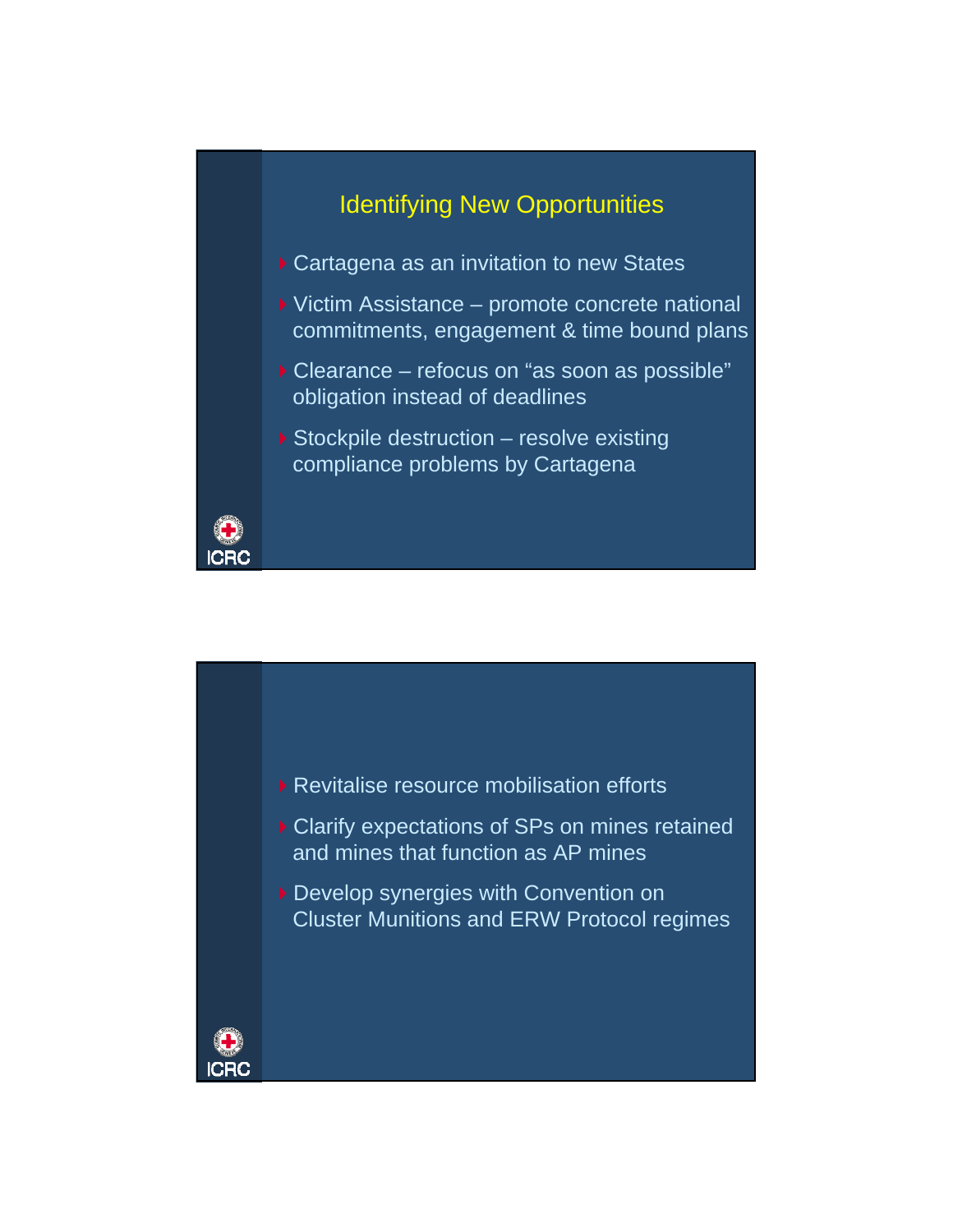## Identifying New Opportunities

- Cartagena as an invitation to new States
- Victim Assistance – promote concrete national commitments, engagement & time bound plans
- Clearance – refocus on "as soon as possible" obligation instead of deadlines
- Stockpile destruction – resolve existing compliance problems by Cartagena

ICRC

- Revitalise resource mobilisation efforts
- Clarify expectations of SPs on mines retained and mines that function as AP mines
- Develop synergies with Convention on Cluster Munitions and ERW Protocol regimes

ICRC